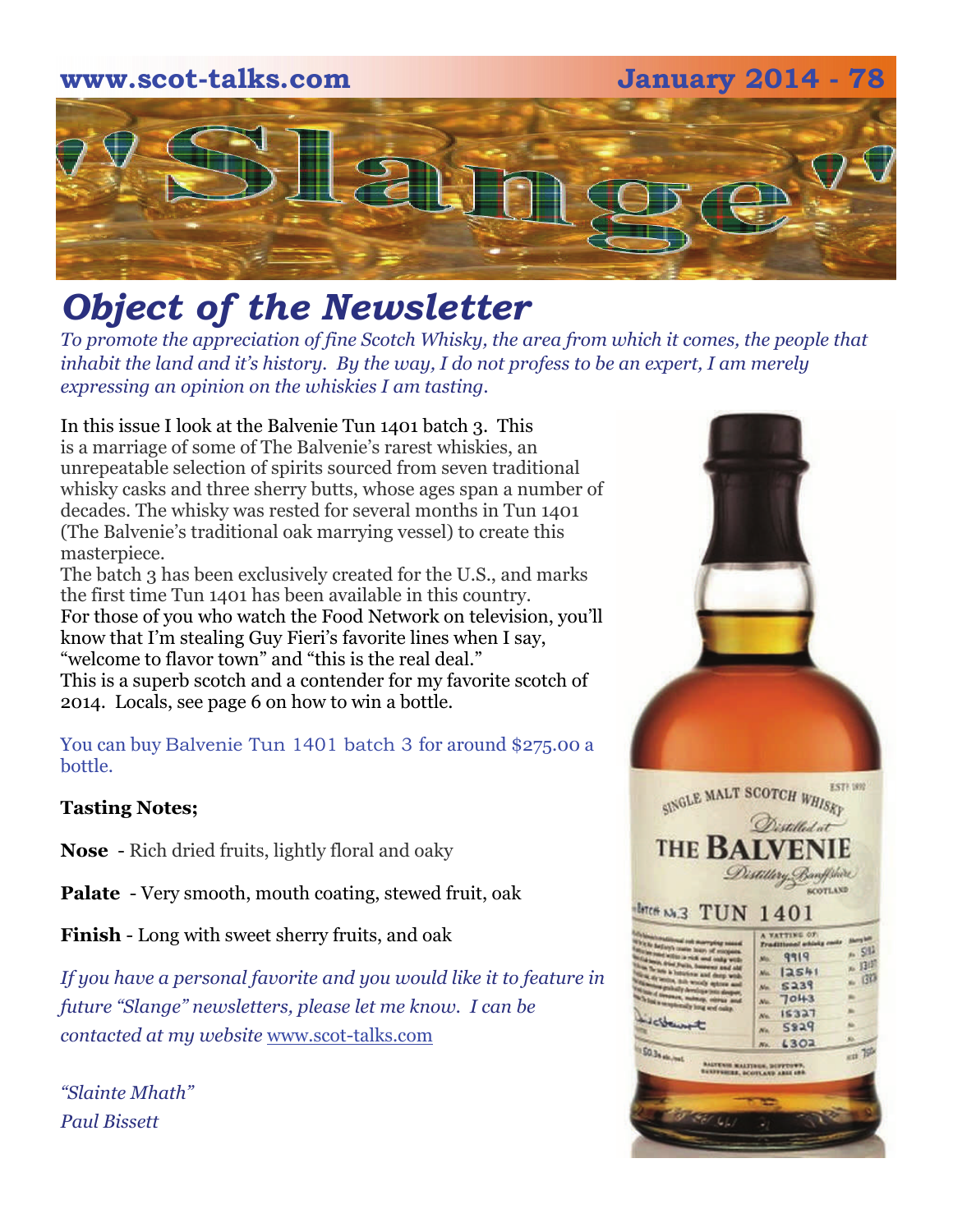www.scot-talks.com January 2014 - 78

# "Slange"

## *Object of the Newsletter*

*To promote the appreciation of fine Scotch Whisky, the area from which it comes, the people that inhabit the land and it's history. By the way, I do not profess to be an expert, I am merely expressing an opinion on the whiskies I am tasting.*

In this issue I look at the Balvenie Tun 1401 batch 3. This is a marriage of some of The Balvenie's rarest whiskies, an unrepeatable selection of spirits sourced from seven traditional whisky casks and three sherry butts, whose ages span a number of decades. The whisky was rested for several months in Tun 1401 (The Balvenie's traditional oak marrying vessel) to create this masterpiece.

The batch 3 has been exclusively created for the U.S., and marks the first time Tun 1401 has been available in this country.

For those of you who watch the Food Network on television, you'll know that I'm stealing Guy Fieri's favorite lines when I say, "welcome to flavor town" and "this is the real deal."

This is a superb scotch and a contender for my favorite scotch of 2014. Locals, see page 6 on how to win a bottle.

You can buy Balvenie Tun 1401 batch 3 for around $275.00 a bottle.

**Tasting Notes;**

**Nose** - Rich dried fruits, lightly floral and oaky

**Palate** - Very smooth, mouth coating, stewed fruit, oak

**Finish** - Long with sweet sherry fruits, and oak

*If you have a personal favorite and you would like it to feature in future "Slange" newsletters, please let me know. I can be contacted at my website* www.scot-talks.com

*"Slainte Mhath"*
*Paul Bissett*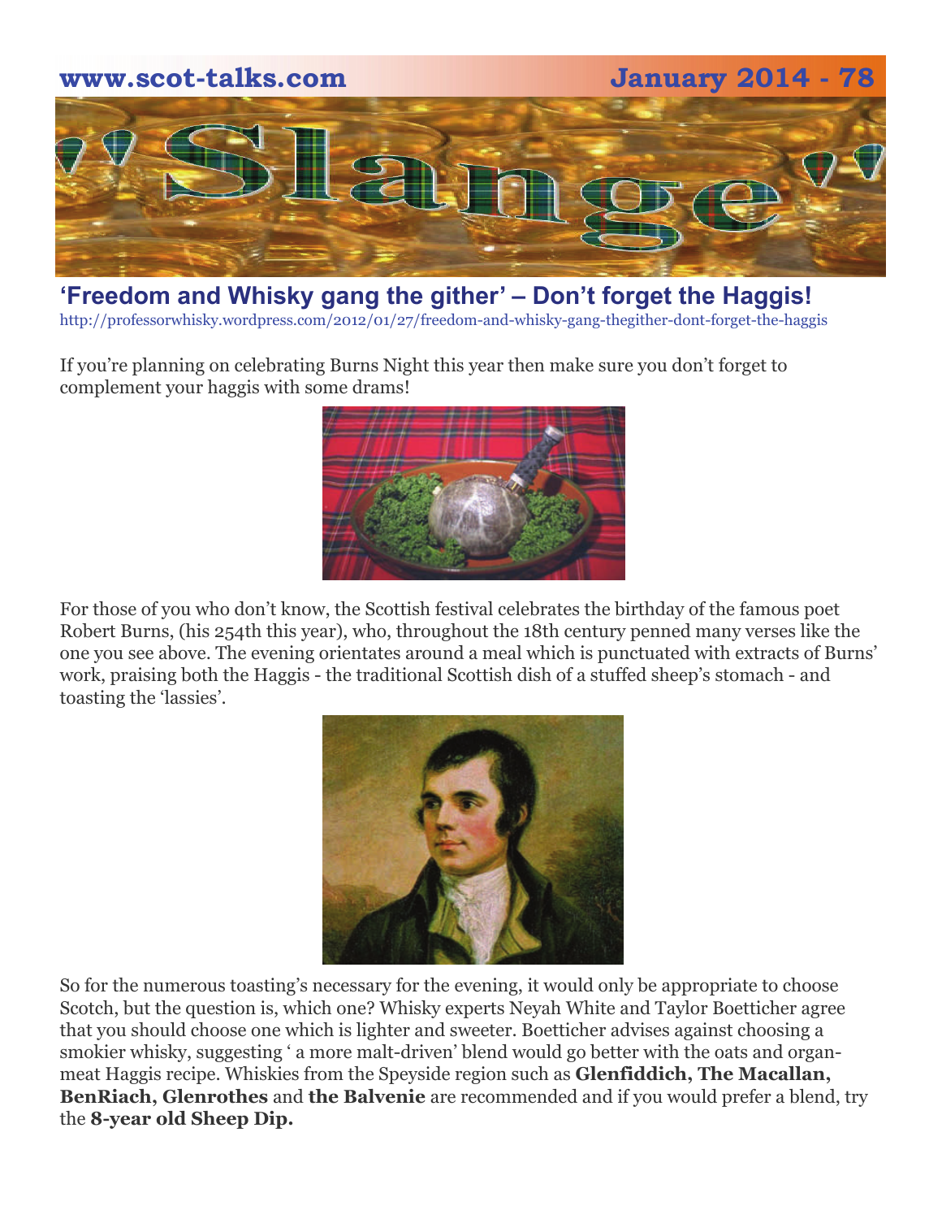## 'Freedom and Whisky gang the gither' – Don't forget the Haggis!

http://professorwhisky.wordpress.com/2012/01/27/freedom-and-whisky-gang-thegither-dont-forget-the-haggis

If you're planning on celebrating Burns Night this year then make sure you don't forget to complement your haggis with some drams!

For those of you who don't know, the Scottish festival celebrates the birthday of the famous poet Robert Burns, (his 254th this year), who, throughout the 18th century penned many verses like the one you see above. The evening orientates around a meal which is punctuated with extracts of Burns' work, praising both the Haggis - the traditional Scottish dish of a stuffed sheep's stomach - and toasting the 'lassies'.

So for the numerous toasting's necessary for the evening, it would only be appropriate to choose Scotch, but the question is, which one? Whisky experts Neyah White and Taylor Boetticher agree that you should choose one which is lighter and sweeter. Boetticher advises against choosing a smokier whisky, suggesting ' a more malt-driven' blend would go better with the oats and organ-meat Haggis recipe. Whiskies from the Speyside region such as **Glenfiddich, The Macallan, BenRiach, Glenrothes** and **the Balvenie** are recommended and if you would prefer a blend, try the **8-year old Sheep Dip.**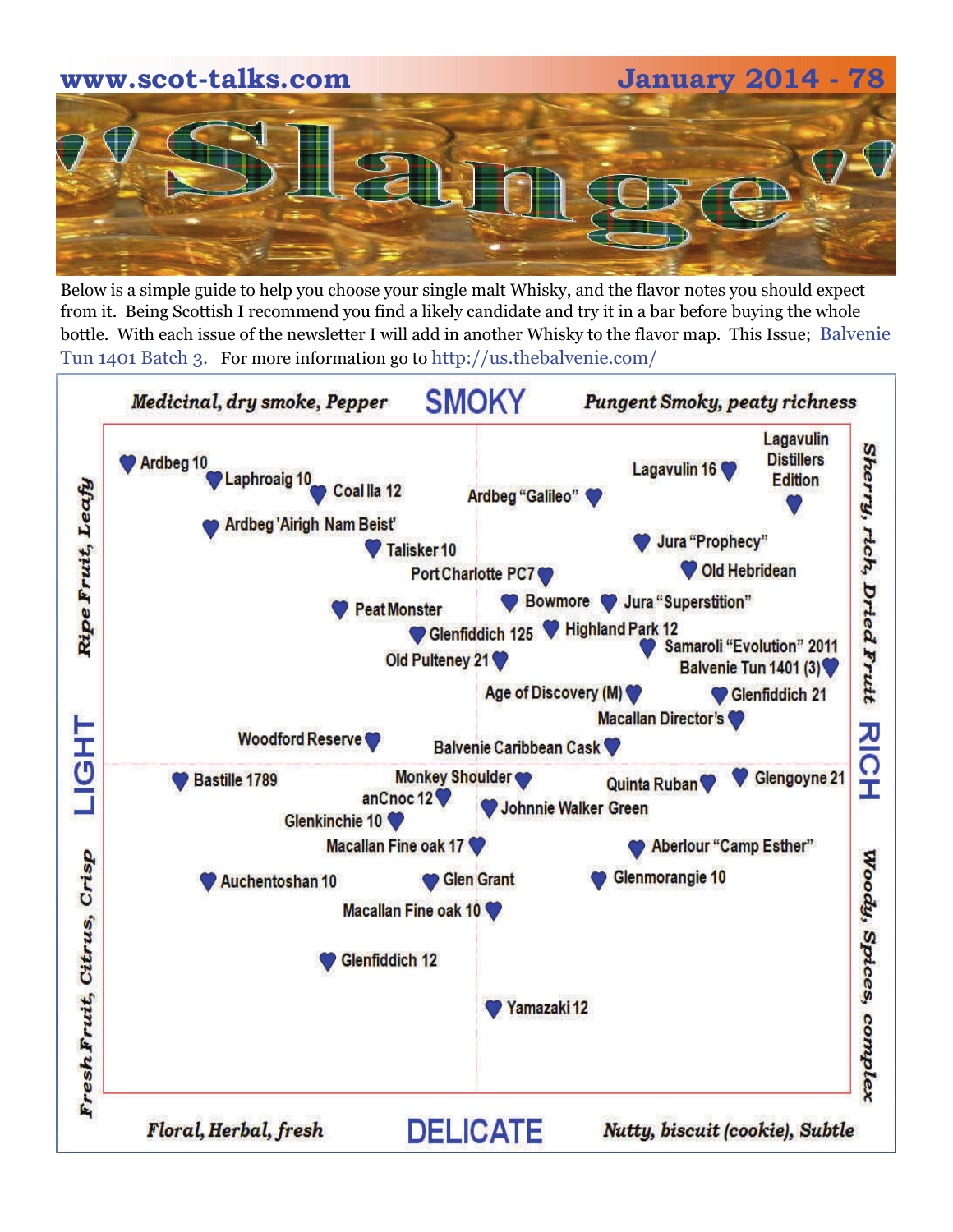# Slange

Below is a simple guide to help you choose your single malt Whisky, and the flavor notes you should expect from it. Being Scottish I recommend you find a likely candidate and try it in a bar before buying the whole bottle. With each issue of the newsletter I will add in another Whisky to the flavor map. This Issue; Balvenie Tun 1401 Batch 3. For more information go to http://us.thebalvenie.com/

*Medicinal, dry smoke, Pepper* — **SMOKY** — *Pungent Smoky, peaty richness*

*Ripe Fruit, Leafy* — **LIGHT** — *Fresh Fruit, Citrus, Crisp*

*Sherry, rich, Dried Fruit* — **RICH** — *Woody, Spices, complex*

*Floral, Herbal, fresh* — **DELICATE** — *Nutty, biscuit (cookie), Subtle*

Ardbeg 10
Laphroaig 10
Coal Ila 12
Ardbeg 'Airigh Nam Beist'
Talisker 10
Port Charlotte PC7
Ardbeg "Galileo"
Lagavulin 16
Lagavulin Distillers Edition
Jura "Prophecy"
Old Hebridean
Peat Monster
Bowmore
Jura "Superstition"
Glenfiddich 125
Highland Park 12
Samaroli "Evolution" 2011
Balvenie Tun 1401 (3)
Old Pulteney 21
Age of Discovery (M)
Glenfiddich 21
Macallan Director's
Woodford Reserve
Balvenie Caribbean Cask
Bastille 1789
Monkey Shoulder
Quinta Ruban
Glengoyne 21
anCnoc 12
Johnnie Walker Green
Glenkinchie 10
Macallan Fine oak 17
Aberlour "Camp Esther"
Auchentoshan 10
Glen Grant
Glenmorangie 10
Macallan Fine oak 10
Glenfiddich 12
Yamazaki 12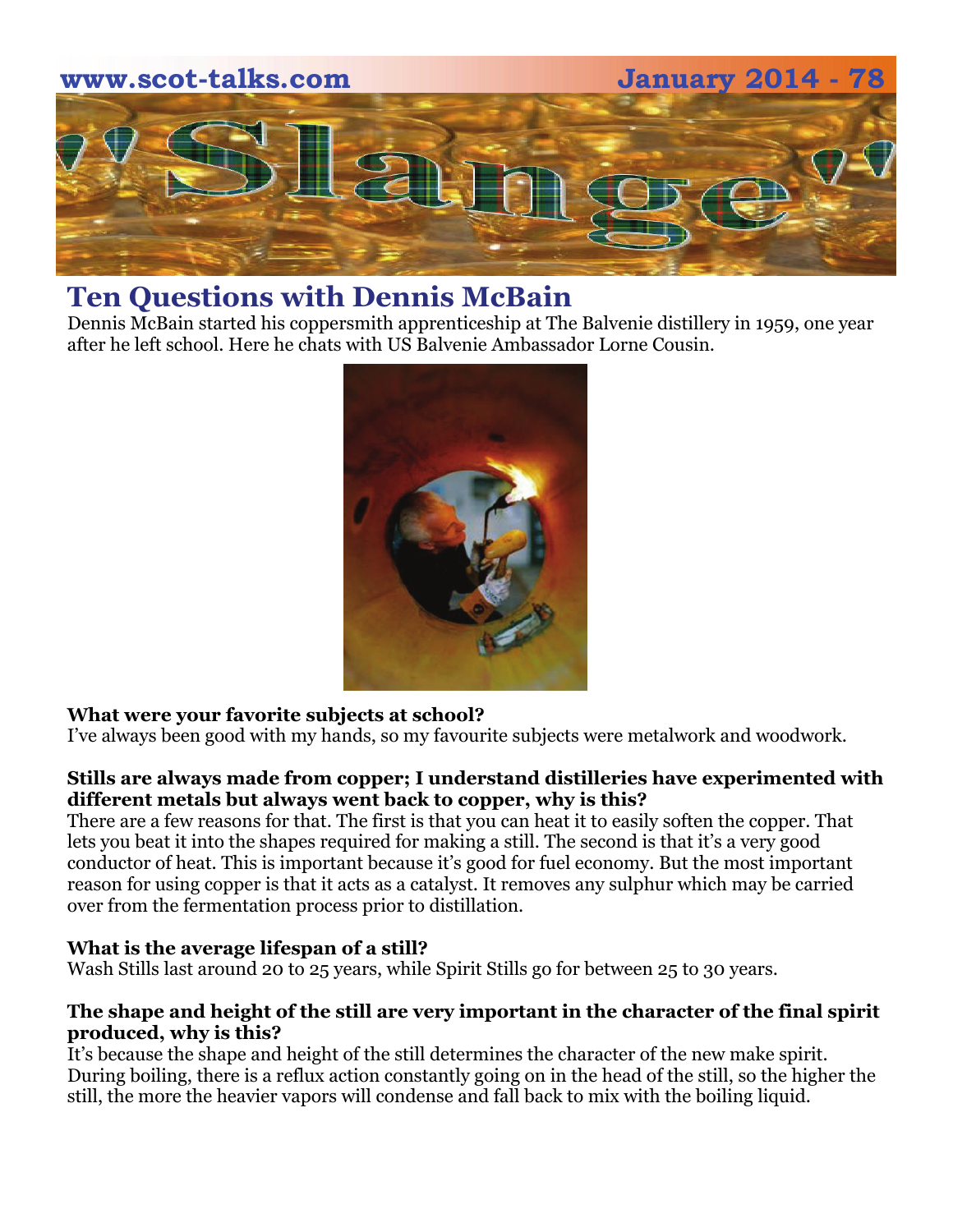## Ten Questions with Dennis McBain

Dennis McBain started his coppersmith apprenticeship at The Balvenie distillery in 1959, one year after he left school. Here he chats with US Balvenie Ambassador Lorne Cousin.

**What were your favorite subjects at school?**
I've always been good with my hands, so my favourite subjects were metalwork and woodwork.

**Stills are always made from copper; I understand distilleries have experimented with different metals but always went back to copper, why is this?**
There are a few reasons for that. The first is that you can heat it to easily soften the copper. That lets you beat it into the shapes required for making a still. The second is that it's a very good conductor of heat. This is important because it's good for fuel economy. But the most important reason for using copper is that it acts as a catalyst. It removes any sulphur which may be carried over from the fermentation process prior to distillation.

**What is the average lifespan of a still?**
Wash Stills last around 20 to 25 years, while Spirit Stills go for between 25 to 30 years.

**The shape and height of the still are very important in the character of the final spirit produced, why is this?**
It's because the shape and height of the still determines the character of the new make spirit. During boiling, there is a reflux action constantly going on in the head of the still, so the higher the still, the more the heavier vapors will condense and fall back to mix with the boiling liquid.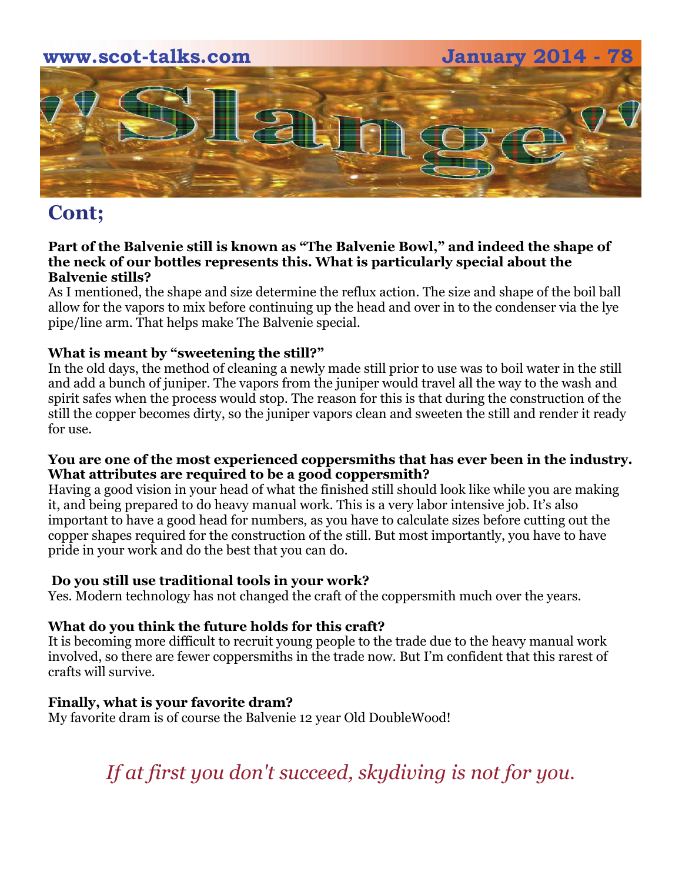## Cont;

**Part of the Balvenie still is known as "The Balvenie Bowl," and indeed the shape of the neck of our bottles represents this. What is particularly special about the Balvenie stills?**
As I mentioned, the shape and size determine the reflux action. The size and shape of the boil ball allow for the vapors to mix before continuing up the head and over in to the condenser via the lye pipe/line arm. That helps make The Balvenie special.

**What is meant by "sweetening the still?"**
In the old days, the method of cleaning a newly made still prior to use was to boil water in the still and add a bunch of juniper. The vapors from the juniper would travel all the way to the wash and spirit safes when the process would stop. The reason for this is that during the construction of the still the copper becomes dirty, so the juniper vapors clean and sweeten the still and render it ready for use.

**You are one of the most experienced coppersmiths that has ever been in the industry. What attributes are required to be a good coppersmith?**
Having a good vision in your head of what the finished still should look like while you are making it, and being prepared to do heavy manual work. This is a very labor intensive job. It's also important to have a good head for numbers, as you have to calculate sizes before cutting out the copper shapes required for the construction of the still. But most importantly, you have to have pride in your work and do the best that you can do.

**Do you still use traditional tools in your work?**
Yes. Modern technology has not changed the craft of the coppersmith much over the years.

**What do you think the future holds for this craft?**
It is becoming more difficult to recruit young people to the trade due to the heavy manual work involved, so there are fewer coppersmiths in the trade now. But I'm confident that this rarest of crafts will survive.

**Finally, what is your favorite dram?**
My favorite dram is of course the Balvenie 12 year Old DoubleWood!

*If at first you don't succeed, skydiving is not for you.*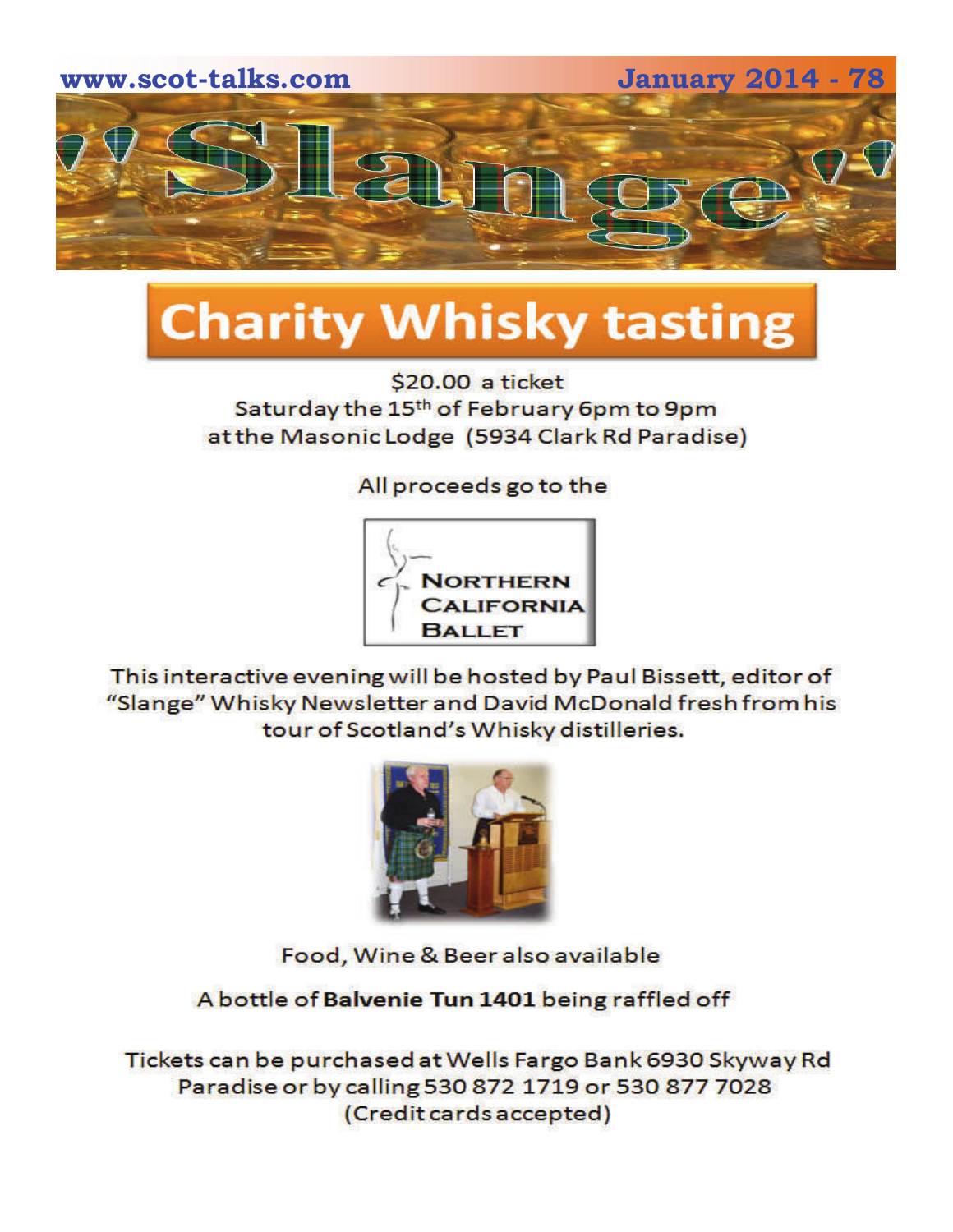# "Slange"

## Charity Whisky tasting

$20.00 a ticket
Saturday the 15th of February 6pm to 9pm
at the Masonic Lodge (5934 Clark Rd Paradise)

All proceeds go to the

NORTHERN CALIFORNIA BALLET

This interactive evening will be hosted by Paul Bissett, editor of "Slange" Whisky Newsletter and David McDonald fresh from his tour of Scotland's Whisky distilleries.

Food, Wine & Beer also available

A bottle of **Balvenie Tun 1401** being raffled off

Tickets can be purchased at Wells Fargo Bank 6930 Skyway Rd Paradise or by calling 530 872 1719 or 530 877 7028
(Credit cards accepted)